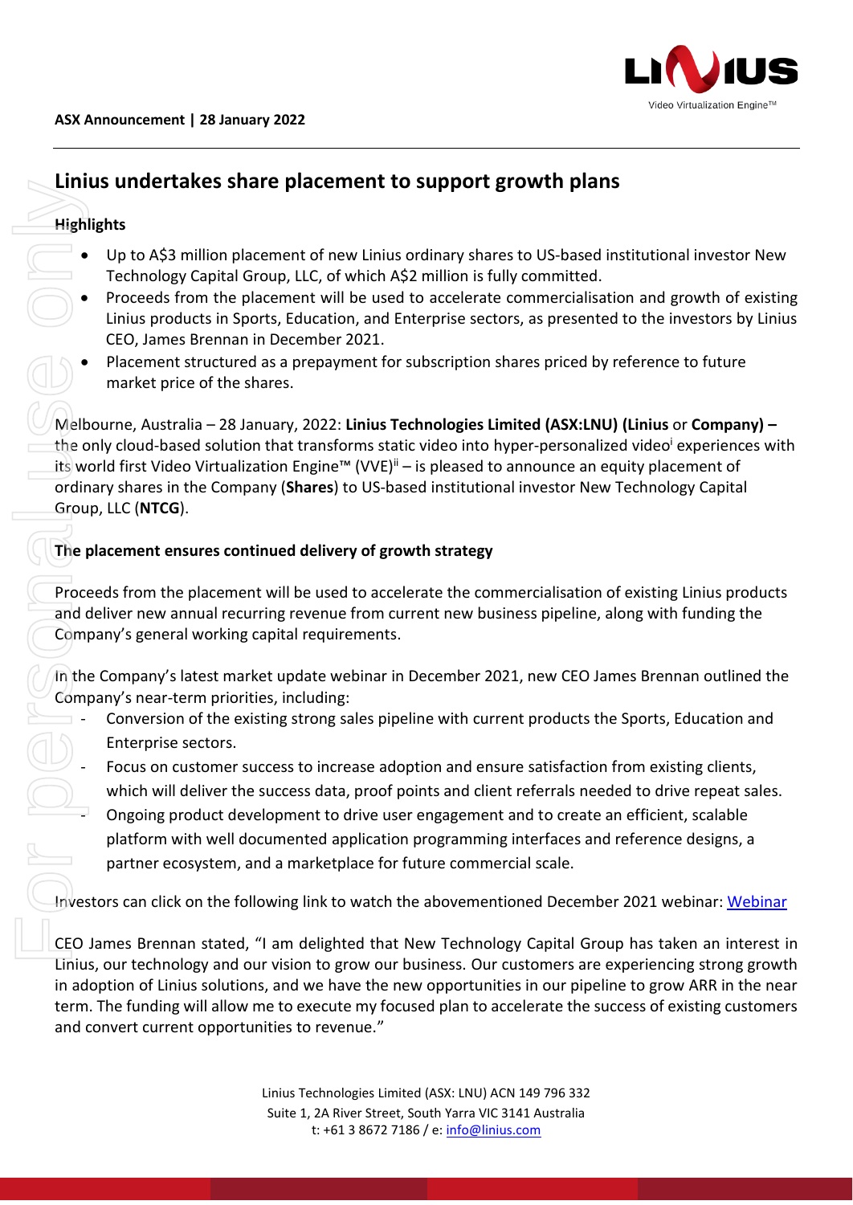**ASX Announcement | 28 January 2022**

# Linius undertakes share placement to support growth plans

## Highlights

- Up to A$3 million placement of new Linius ordinary shares to US-based institutional investor New Technology Capital Group, LLC, of which A$2 million is fully committed.
- Proceeds from the placement will be used to accelerate commercialisation and growth of existing Linius products in Sports, Education, and Enterprise sectors, as presented to the investors by Linius CEO, James Brennan in December 2021.
- Placement structured as a prepayment for subscription shares priced by reference to future market price of the shares.

Melbourne, Australia – 28 January, 2022: **Linius Technologies Limited (ASX:LNU) (Linius** or **Company) –** the only cloud-based solution that transforms static video into hyper-personalized video[i] experiences with its world first Video Virtualization Engine™ (VVE)[ii] – is pleased to announce an equity placement of ordinary shares in the Company (**Shares**) to US-based institutional investor New Technology Capital Group, LLC (**NTCG**).

## The placement ensures continued delivery of growth strategy

Proceeds from the placement will be used to accelerate the commercialisation of existing Linius products and deliver new annual recurring revenue from current new business pipeline, along with funding the Company's general working capital requirements.

In the Company's latest market update webinar in December 2021, new CEO James Brennan outlined the Company's near-term priorities, including:

- Conversion of the existing strong sales pipeline with current products the Sports, Education and Enterprise sectors.
- Focus on customer success to increase adoption and ensure satisfaction from existing clients, which will deliver the success data, proof points and client referrals needed to drive repeat sales.
- Ongoing product development to drive user engagement and to create an efficient, scalable platform with well documented application programming interfaces and reference designs, a partner ecosystem, and a marketplace for future commercial scale.

Investors can click on the following link to watch the abovementioned December 2021 webinar: Webinar

CEO James Brennan stated, "I am delighted that New Technology Capital Group has taken an interest in Linius, our technology and our vision to grow our business. Our customers are experiencing strong growth in adoption of Linius solutions, and we have the new opportunities in our pipeline to grow ARR in the near term. The funding will allow me to execute my focused plan to accelerate the success of existing customers and convert current opportunities to revenue."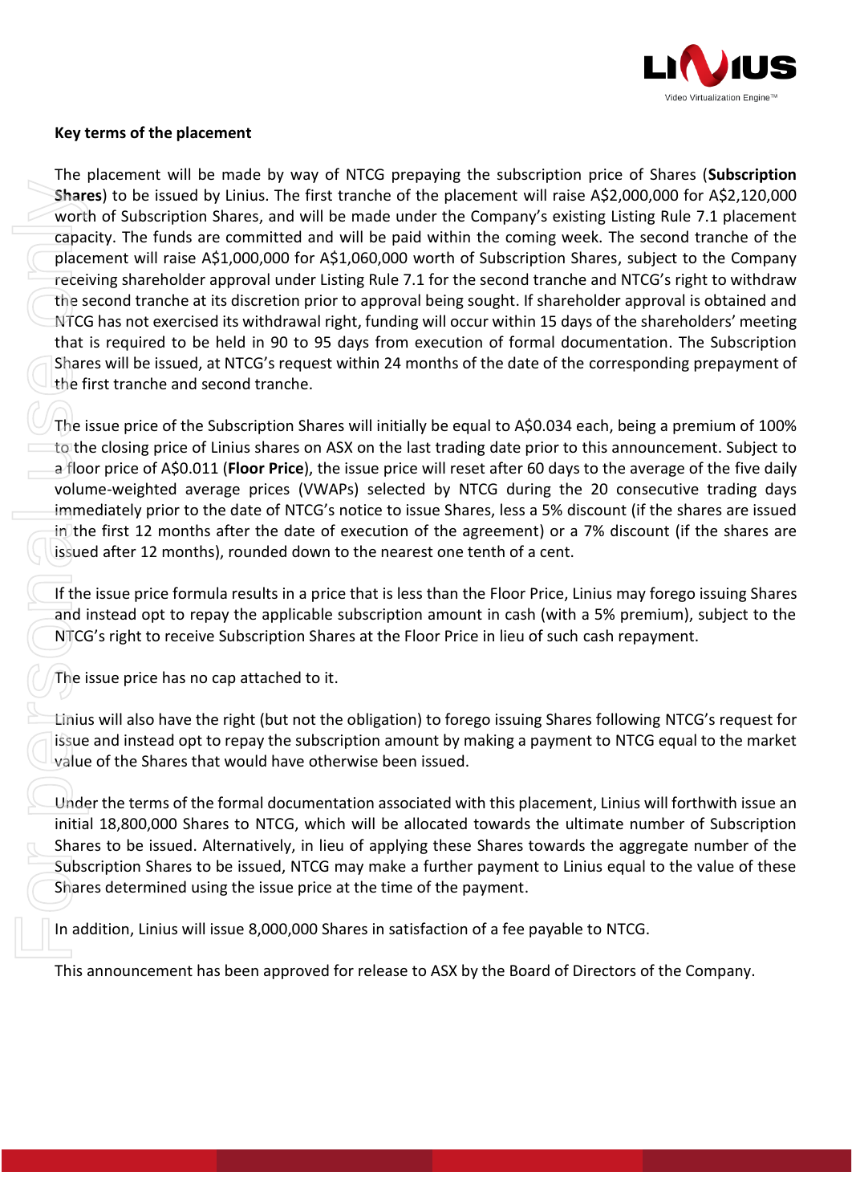**Key terms of the placement**

The placement will be made by way of NTCG prepaying the subscription price of Shares (**Subscription Shares**) to be issued by Linius. The first tranche of the placement will raise A$2,000,000 for A$2,120,000 worth of Subscription Shares, and will be made under the Company's existing Listing Rule 7.1 placement capacity. The funds are committed and will be paid within the coming week. The second tranche of the placement will raise A$1,000,000 for A$1,060,000 worth of Subscription Shares, subject to the Company receiving shareholder approval under Listing Rule 7.1 for the second tranche and NTCG's right to withdraw the second tranche at its discretion prior to approval being sought. If shareholder approval is obtained and NTCG has not exercised its withdrawal right, funding will occur within 15 days of the shareholders' meeting that is required to be held in 90 to 95 days from execution of formal documentation. The Subscription Shares will be issued, at NTCG's request within 24 months of the date of the corresponding prepayment of the first tranche and second tranche.

The issue price of the Subscription Shares will initially be equal to A$0.034 each, being a premium of 100% to the closing price of Linius shares on ASX on the last trading date prior to this announcement. Subject to a floor price of A$0.011 (**Floor Price**), the issue price will reset after 60 days to the average of the five daily volume-weighted average prices (VWAPs) selected by NTCG during the 20 consecutive trading days immediately prior to the date of NTCG's notice to issue Shares, less a 5% discount (if the shares are issued in the first 12 months after the date of execution of the agreement) or a 7% discount (if the shares are issued after 12 months), rounded down to the nearest one tenth of a cent.

If the issue price formula results in a price that is less than the Floor Price, Linius may forego issuing Shares and instead opt to repay the applicable subscription amount in cash (with a 5% premium), subject to the NTCG's right to receive Subscription Shares at the Floor Price in lieu of such cash repayment.

The issue price has no cap attached to it.

Linius will also have the right (but not the obligation) to forego issuing Shares following NTCG's request for issue and instead opt to repay the subscription amount by making a payment to NTCG equal to the market value of the Shares that would have otherwise been issued.

Under the terms of the formal documentation associated with this placement, Linius will forthwith issue an initial 18,800,000 Shares to NTCG, which will be allocated towards the ultimate number of Subscription Shares to be issued. Alternatively, in lieu of applying these Shares towards the aggregate number of the Subscription Shares to be issued, NTCG may make a further payment to Linius equal to the value of these Shares determined using the issue price at the time of the payment.

In addition, Linius will issue 8,000,000 Shares in satisfaction of a fee payable to NTCG.

This announcement has been approved for release to ASX by the Board of Directors of the Company.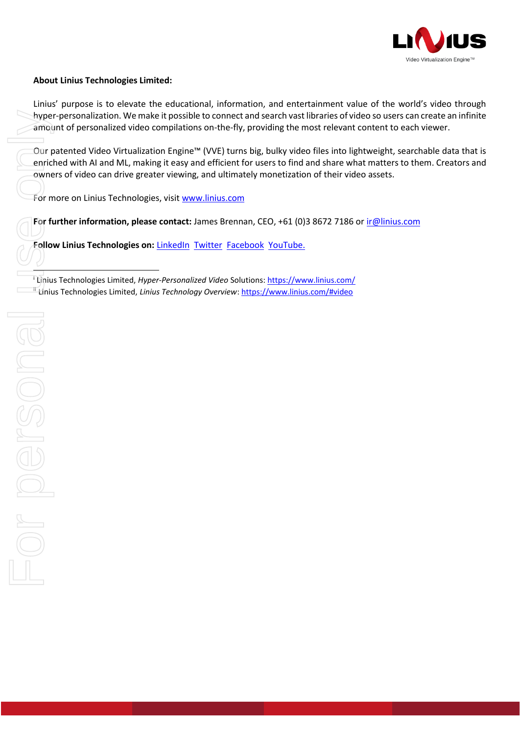**About Linius Technologies Limited:**

Linius' purpose is to elevate the educational, information, and entertainment value of the world's video through hyper-personalization. We make it possible to connect and search vast libraries of video so users can create an infinite amount of personalized video compilations on-the-fly, providing the most relevant content to each viewer.

Our patented Video Virtualization Engine™ (VVE) turns big, bulky video files into lightweight, searchable data that is enriched with AI and ML, making it easy and efficient for users to find and share what matters to them. Creators and owners of video can drive greater viewing, and ultimately monetization of their video assets.

For more on Linius Technologies, visit www.linius.com

**For further information, please contact:** James Brennan, CEO, +61 (0)3 8672 7186 or ir@linius.com

**Follow Linius Technologies on:** LinkedIn Twitter Facebook YouTube.

---

[i] Linius Technologies Limited, *Hyper-Personalized Video* Solutions: https://www.linius.com/

[ii] Linius Technologies Limited, *Linius Technology Overview*: https://www.linius.com/#video